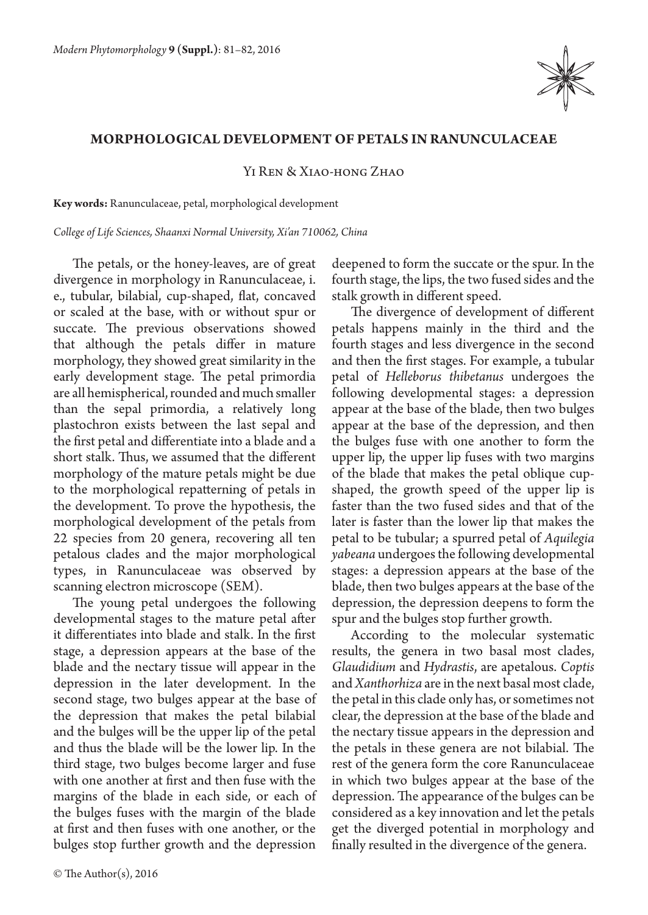# MORPHOLOGICAL DEVELOPMENT OF PETALS IN RANUNCULACEAE

Yi Ren & Xiao-hong Zhao

**Key words:** Ranunculaceae, petal, morphological development

*College of Life Sciences, Shaanxi Normal University, Xi'an 710062, China*

The petals, or the honey-leaves, are of great divergence in morphology in Ranunculaceae, i. e., tubular, bilabial, cup-shaped, flat, concaved or scaled at the base, with or without spur or succate. The previous observations showed that although the petals differ in mature morphology, they showed great similarity in the early development stage. The petal primordia are all hemispherical, rounded and much smaller than the sepal primordia, a relatively long plastochron exists between the last sepal and the first petal and differentiate into a blade and a short stalk. Thus, we assumed that the different morphology of the mature petals might be due to the morphological repatterning of petals in the development. To prove the hypothesis, the morphological development of the petals from 22 species from 20 genera, recovering all ten petalous clades and the major morphological types, in Ranunculaceae was observed by scanning electron microscope (SEM).

The young petal undergoes the following developmental stages to the mature petal after it differentiates into blade and stalk. In the first stage, a depression appears at the base of the blade and the nectary tissue will appear in the depression in the later development. In the second stage, two bulges appear at the base of the depression that makes the petal bilabial and the bulges will be the upper lip of the petal and thus the blade will be the lower lip. In the third stage, two bulges become larger and fuse with one another at first and then fuse with the margins of the blade in each side, or each of the bulges fuses with the margin of the blade at first and then fuses with one another, or the bulges stop further growth and the depression deepened to form the succate or the spur. In the fourth stage, the lips, the two fused sides and the stalk growth in different speed.

The divergence of development of different petals happens mainly in the third and the fourth stages and less divergence in the second and then the first stages. For example, a tubular petal of *Helleborus thibetanus* undergoes the following developmental stages: a depression appear at the base of the blade, then two bulges appear at the base of the depression, and then the bulges fuse with one another to form the upper lip, the upper lip fuses with two margins of the blade that makes the petal oblique cup-shaped, the growth speed of the upper lip is faster than the two fused sides and that of the later is faster than the lower lip that makes the petal to be tubular; a spurred petal of *Aquilegia yabeana* undergoes the following developmental stages: a depression appears at the base of the blade, then two bulges appears at the base of the depression, the depression deepens to form the spur and the bulges stop further growth.

According to the molecular systematic results, the genera in two basal most clades, *Glaudidium* and *Hydrastis*, are apetalous. *Coptis* and *Xanthorhiza* are in the next basal most clade, the petal in this clade only has, or sometimes not clear, the depression at the base of the blade and the nectary tissue appears in the depression and the petals in these genera are not bilabial. The rest of the genera form the core Ranunculaceae in which two bulges appear at the base of the depression. The appearance of the bulges can be considered as a key innovation and let the petals get the diverged potential in morphology and finally resulted in the divergence of the genera.

© The Author(s), 2016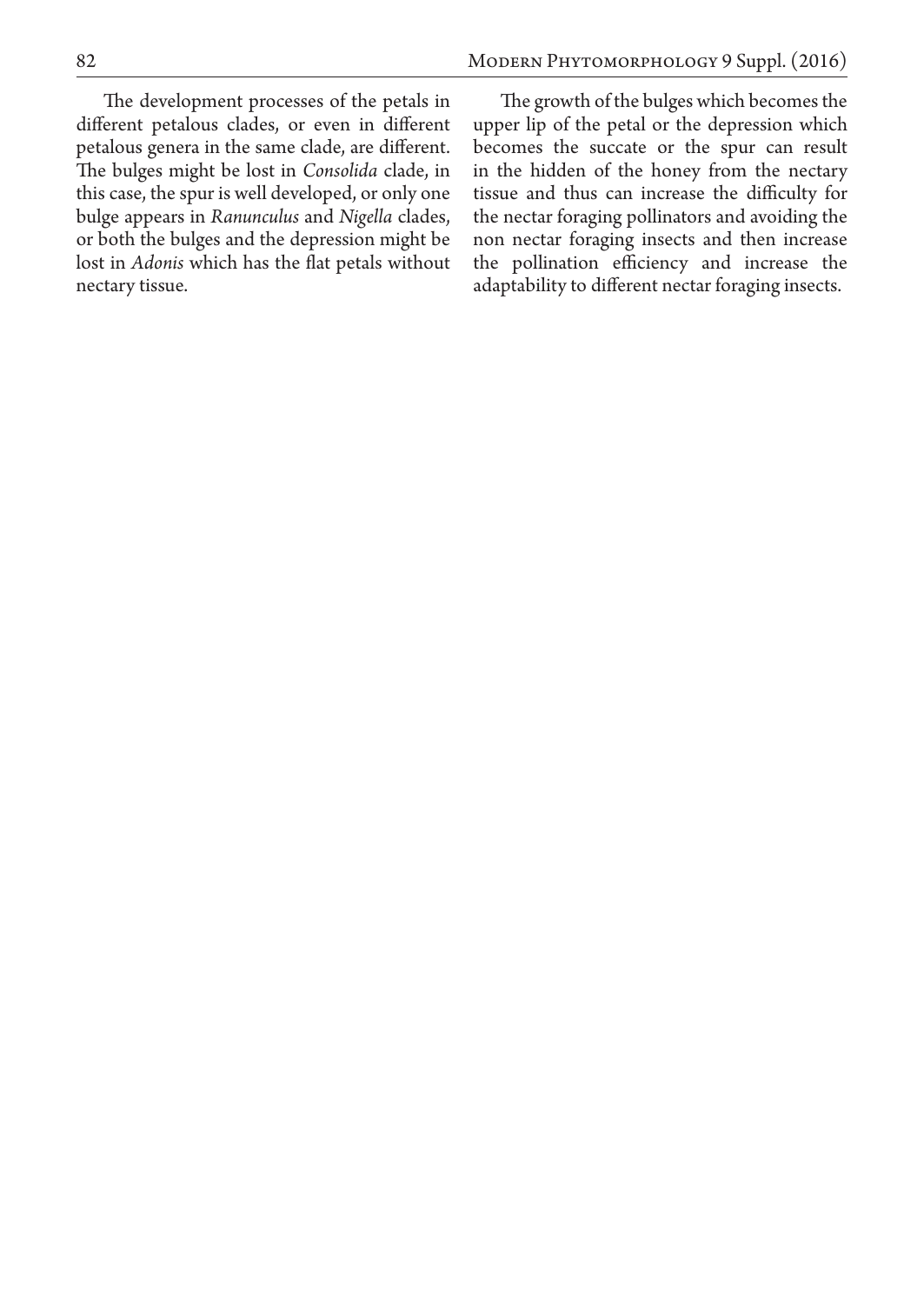The development processes of the petals in different petalous clades, or even in different petalous genera in the same clade, are different. The bulges might be lost in *Consolida* clade, in this case, the spur is well developed, or only one bulge appears in *Ranunculus* and *Nigella* clades, or both the bulges and the depression might be lost in *Adonis* which has the flat petals without nectary tissue.

The growth of the bulges which becomes the upper lip of the petal or the depression which becomes the succate or the spur can result in the hidden of the honey from the nectary tissue and thus can increase the difficulty for the nectar foraging pollinators and avoiding the non nectar foraging insects and then increase the pollination efficiency and increase the adaptability to different nectar foraging insects.